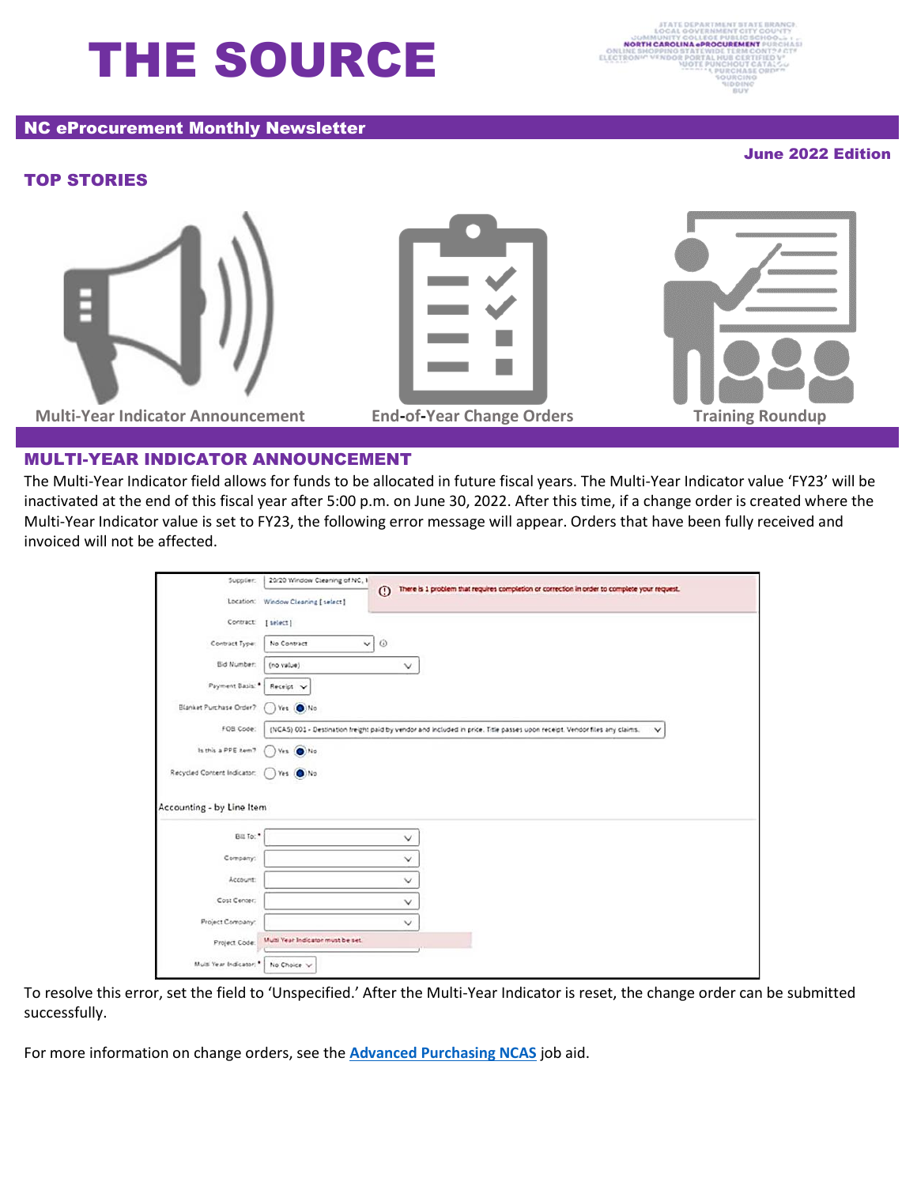# THE SOURCE

## NC eProcurement Monthly Newsletter

**June 2022 Edition**

## TOP STORIES

Multi-Year Indicator Announcement | End-of-Year Change Orders | Training Roundup

## MULTI-YEAR INDICATOR ANNOUNCEMENT

The Multi-Year Indicator field allows for funds to be allocated in future fiscal years. The Multi-Year Indicator value 'FY23' will be inactivated at the end of this fiscal year after 5:00 p.m. on June 30, 2022. After this time, if a change order is created where the Multi-Year Indicator value is set to FY23, the following error message will appear. Orders that have been fully received and invoiced will not be affected.

To resolve this error, set the field to 'Unspecified.' After the Multi-Year Indicator is reset, the change order can be submitted successfully.

For more information on change orders, see the **Advanced Purchasing NCAS** job aid.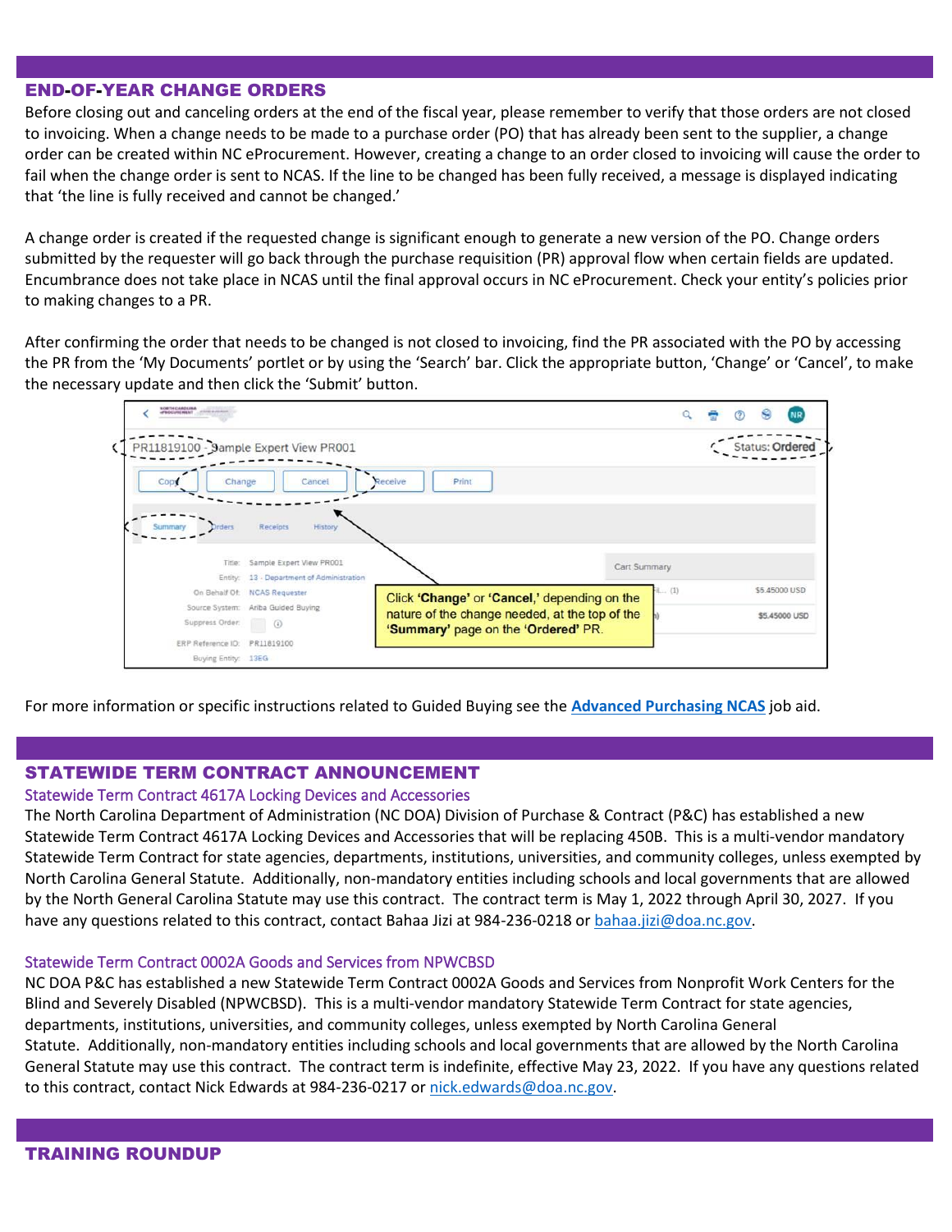## END-OF-YEAR CHANGE ORDERS

Before closing out and canceling orders at the end of the fiscal year, please remember to verify that those orders are not closed to invoicing. When a change needs to be made to a purchase order (PO) that has already been sent to the supplier, a change order can be created within NC eProcurement. However, creating a change to an order closed to invoicing will cause the order to fail when the change order is sent to NCAS. If the line to be changed has been fully received, a message is displayed indicating that 'the line is fully received and cannot be changed.'

A change order is created if the requested change is significant enough to generate a new version of the PO. Change orders submitted by the requester will go back through the purchase requisition (PR) approval flow when certain fields are updated. Encumbrance does not take place in NCAS until the final approval occurs in NC eProcurement. Check your entity's policies prior to making changes to a PR.

After confirming the order that needs to be changed is not closed to invoicing, find the PR associated with the PO by accessing the PR from the 'My Documents' portlet or by using the 'Search' bar. Click the appropriate button, 'Change' or 'Cancel', to make the necessary update and then click the 'Submit' button.

Click **'Change'** or **'Cancel**,' depending on the nature of the change needed, at the top of the **'Summary'** page on the **'Ordered'** PR.

For more information or specific instructions related to Guided Buying see the **Advanced Purchasing NCAS** job aid.

## STATEWIDE TERM CONTRACT ANNOUNCEMENT

### Statewide Term Contract 4617A Locking Devices and Accessories

The North Carolina Department of Administration (NC DOA) Division of Purchase & Contract (P&C) has established a new Statewide Term Contract 4617A Locking Devices and Accessories that will be replacing 450B. This is a multi-vendor mandatory Statewide Term Contract for state agencies, departments, institutions, universities, and community colleges, unless exempted by North Carolina General Statute. Additionally, non-mandatory entities including schools and local governments that are allowed by the North General Carolina Statute may use this contract. The contract term is May 1, 2022 through April 30, 2027. If you have any questions related to this contract, contact Bahaa Jizi at 984-236-0218 or bahaa.jizi@doa.nc.gov.

### Statewide Term Contract 0002A Goods and Services from NPWCBSD

NC DOA P&C has established a new Statewide Term Contract 0002A Goods and Services from Nonprofit Work Centers for the Blind and Severely Disabled (NPWCBSD). This is a multi-vendor mandatory Statewide Term Contract for state agencies, departments, institutions, universities, and community colleges, unless exempted by North Carolina General Statute. Additionally, non-mandatory entities including schools and local governments that are allowed by the North Carolina General Statute may use this contract. The contract term is indefinite, effective May 23, 2022. If you have any questions related to this contract, contact Nick Edwards at 984-236-0217 or nick.edwards@doa.nc.gov.

## TRAINING ROUNDUP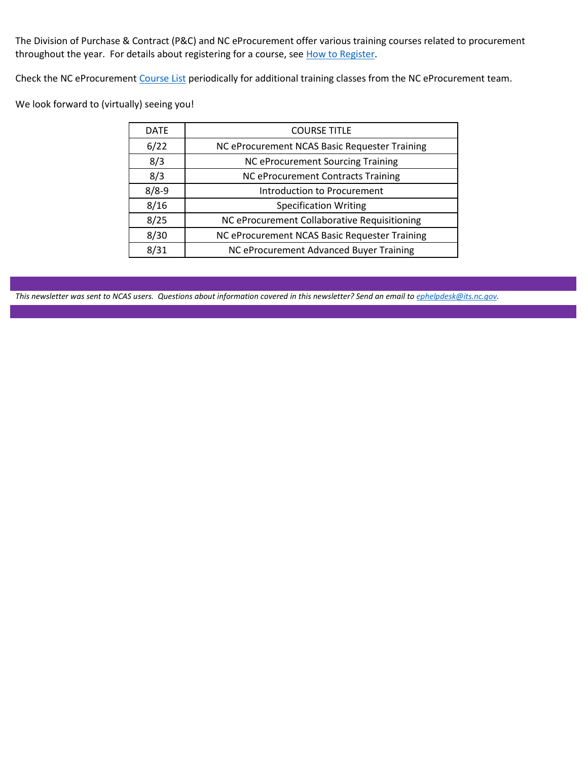The Division of Purchase & Contract (P&C) and NC eProcurement offer various training courses related to procurement throughout the year. For details about registering for a course, see How to Register.

Check the NC eProcurement Course List periodically for additional training classes from the NC eProcurement team.

We look forward to (virtually) seeing you!

| DATE | COURSE TITLE |
| --- | --- |
| 6/22 | NC eProcurement NCAS Basic Requester Training |
| 8/3 | NC eProcurement Sourcing Training |
| 8/3 | NC eProcurement Contracts Training |
| 8/8-9 | Introduction to Procurement |
| 8/16 | Specification Writing |
| 8/25 | NC eProcurement Collaborative Requisitioning |
| 8/30 | NC eProcurement NCAS Basic Requester Training |
| 8/31 | NC eProcurement Advanced Buyer Training |

*This newsletter was sent to NCAS users. Questions about information covered in this newsletter? Send an email to ephelpdesk@its.nc.gov.*